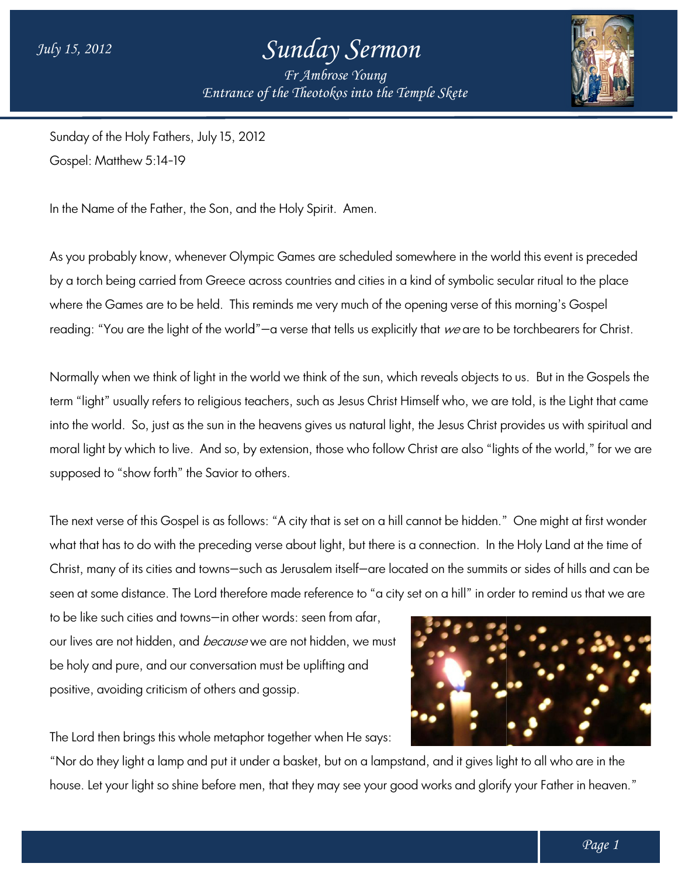# Sunday Sermon

*Fr Ambrose Young*
*Entrance of the Theotokos into the Temple Skete*

*July 15, 2012*

Sunday of the Holy Fathers, July 15, 2012

Gospel: Matthew 5:14-19

In the Name of the Father, the Son, and the Holy Spirit. Amen.

As you probably know, whenever Olympic Games are scheduled somewhere in the world this event is preceded by a torch being carried from Greece across countries and cities in a kind of symbolic secular ritual to the place where the Games are to be held. This reminds me very much of the opening verse of this morning's Gospel reading: "You are the light of the world"—a verse that tells us explicitly that *we* are to be torchbearers for Christ.

Normally when we think of light in the world we think of the sun, which reveals objects to us. But in the Gospels the term "light" usually refers to religious teachers, such as Jesus Christ Himself who, we are told, is the Light that came into the world. So, just as the sun in the heavens gives us natural light, the Jesus Christ provides us with spiritual and moral light by which to live. And so, by extension, those who follow Christ are also "lights of the world," for we are supposed to "show forth" the Savior to others.

The next verse of this Gospel is as follows: "A city that is set on a hill cannot be hidden." One might at first wonder what that has to do with the preceding verse about light, but there is a connection. In the Holy Land at the time of Christ, many of its cities and towns—such as Jerusalem itself—are located on the summits or sides of hills and can be seen at some distance. The Lord therefore made reference to "a city set on a hill" in order to remind us that we are to be like such cities and towns—in other words: seen from afar, our lives are not hidden, and *because* we are not hidden, we must be holy and pure, and our conversation must be uplifting and positive, avoiding criticism of others and gossip.

The Lord then brings this whole metaphor together when He says: "Nor do they light a lamp and put it under a basket, but on a lampstand, and it gives light to all who are in the house. Let your light so shine before men, that they may see your good works and glorify your Father in heaven."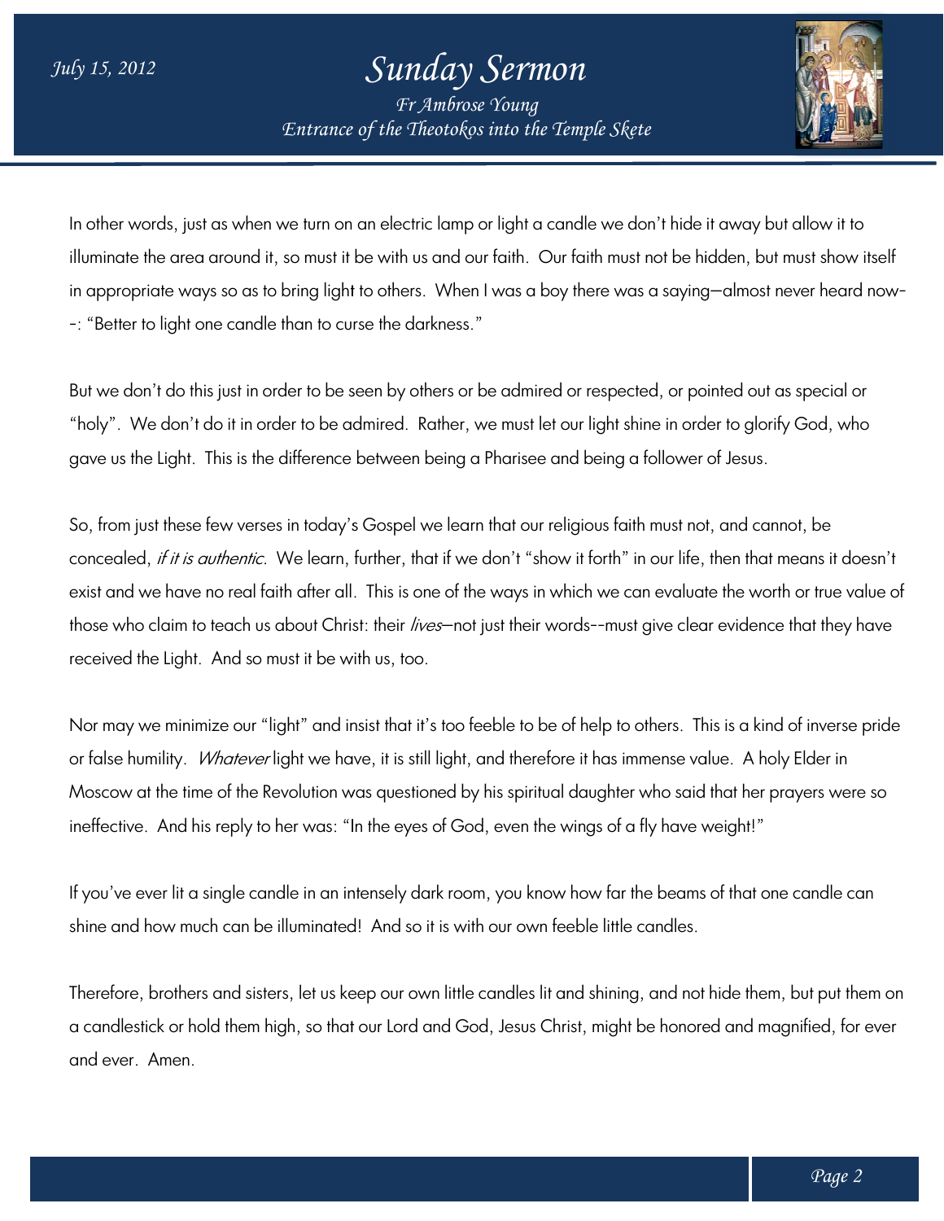In other words, just as when we turn on an electric lamp or light a candle we don't hide it away but allow it to illuminate the area around it, so must it be with us and our faith. Our faith must not be hidden, but must show itself in appropriate ways so as to bring light to others. When I was a boy there was a saying—almost never heard now--: "Better to light one candle than to curse the darkness."

But we don't do this just in order to be seen by others or be admired or respected, or pointed out as special or "holy". We don't do it in order to be admired. Rather, we must let our light shine in order to glorify God, who gave us the Light. This is the difference between being a Pharisee and being a follower of Jesus.

So, from just these few verses in today's Gospel we learn that our religious faith must not, and cannot, be concealed, *if it is authentic*. We learn, further, that if we don't "show it forth" in our life, then that means it doesn't exist and we have no real faith after all. This is one of the ways in which we can evaluate the worth or true value of those who claim to teach us about Christ: their *lives*—not just their words--must give clear evidence that they have received the Light. And so must it be with us, too.

Nor may we minimize our "light" and insist that it's too feeble to be of help to others. This is a kind of inverse pride or false humility. *Whatever* light we have, it is still light, and therefore it has immense value. A holy Elder in Moscow at the time of the Revolution was questioned by his spiritual daughter who said that her prayers were so ineffective. And his reply to her was: "In the eyes of God, even the wings of a fly have weight!"

If you've ever lit a single candle in an intensely dark room, you know how far the beams of that one candle can shine and how much can be illuminated! And so it is with our own feeble little candles.

Therefore, brothers and sisters, let us keep our own little candles lit and shining, and not hide them, but put them on a candlestick or hold them high, so that our Lord and God, Jesus Christ, might be honored and magnified, for ever and ever. Amen.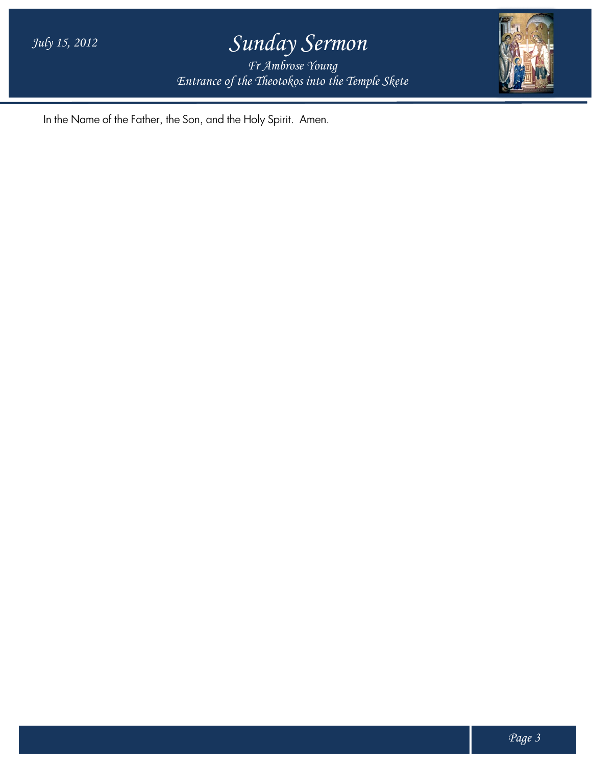In the Name of the Father, the Son, and the Holy Spirit.  Amen.